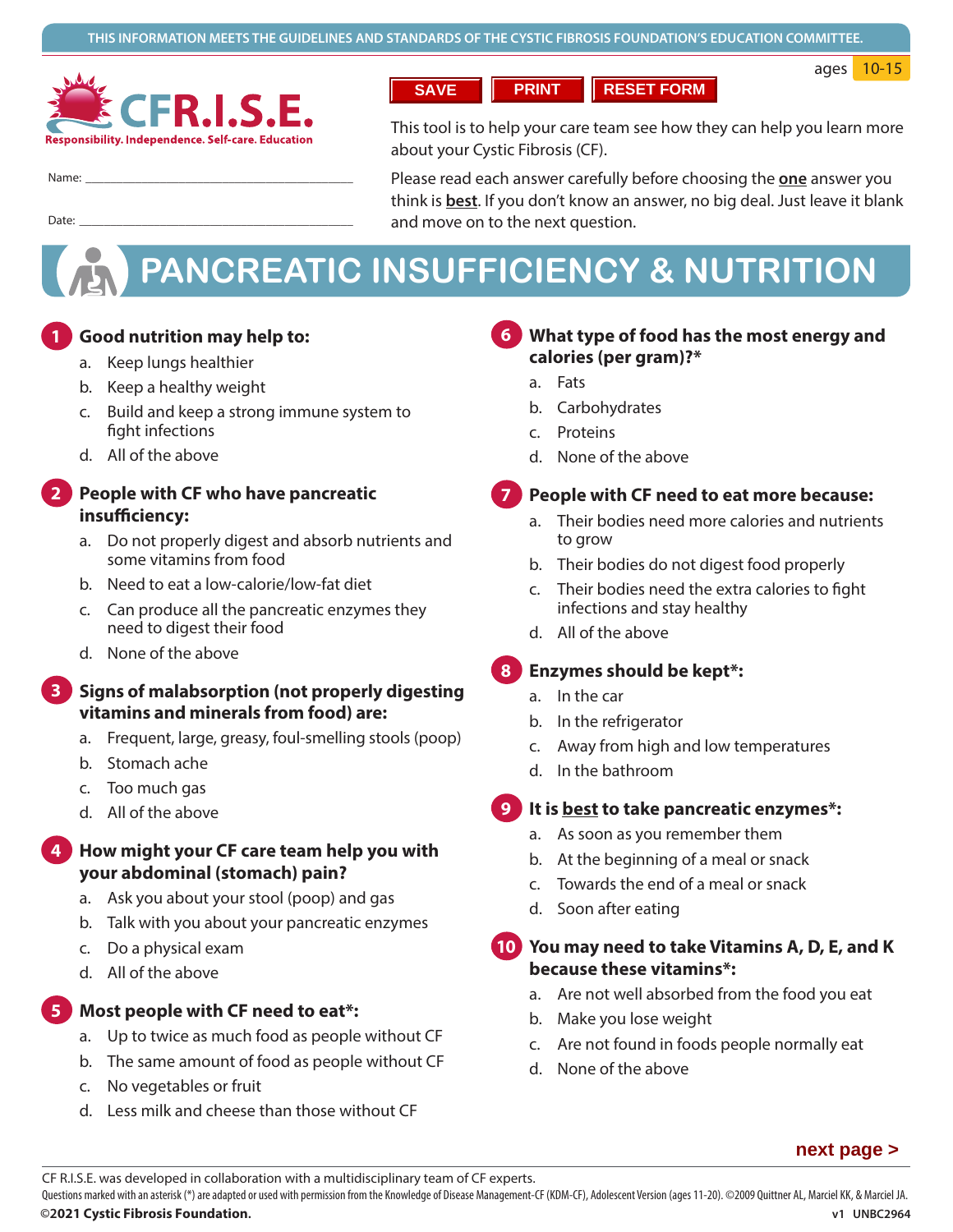THIS INFORMATION MEETS THE GUIDELINES AND STANDARDS OF THE CYSTIC FIBROSIS FOUNDATION'S EDUCATION COMMITTEE.

ages 10-15

**CFR.I.S.E.**
Responsibility. Independence. Self-care. Education

SAVE PRINT RESET FORM

Name: ______________________________

Date: ______________________________

This tool is to help your care team see how they can help you learn more about your Cystic Fibrosis (CF).

Please read each answer carefully before choosing the **one** answer you think is **best**. If you don't know an answer, no big deal. Just leave it blank and move on to the next question.

# PANCREATIC INSUFFICIENCY & NUTRITION

**1 Good nutrition may help to:**

a. Keep lungs healthier
b. Keep a healthy weight
c. Build and keep a strong immune system to fight infections
d. All of the above

**2 People with CF who have pancreatic insufficiency:**

a. Do not properly digest and absorb nutrients and some vitamins from food
b. Need to eat a low-calorie/low-fat diet
c. Can produce all the pancreatic enzymes they need to digest their food
d. None of the above

**3 Signs of malabsorption (not properly digesting vitamins and minerals from food) are:**

a. Frequent, large, greasy, foul-smelling stools (poop)
b. Stomach ache
c. Too much gas
d. All of the above

**4 How might your CF care team help you with your abdominal (stomach) pain?**

a. Ask you about your stool (poop) and gas
b. Talk with you about your pancreatic enzymes
c. Do a physical exam
d. All of the above

**5 Most people with CF need to eat*:**

a. Up to twice as much food as people without CF
b. The same amount of food as people without CF
c. No vegetables or fruit
d. Less milk and cheese than those without CF

**6 What type of food has the most energy and calories (per gram)?***

a. Fats
b. Carbohydrates
c. Proteins
d. None of the above

**7 People with CF need to eat more because:**

a. Their bodies need more calories and nutrients to grow
b. Their bodies do not digest food properly
c. Their bodies need the extra calories to fight infections and stay healthy
d. All of the above

**8 Enzymes should be kept*:**

a. In the car
b. In the refrigerator
c. Away from high and low temperatures
d. In the bathroom

**9 It is <u>best</u> to take pancreatic enzymes*:**

a. As soon as you remember them
b. At the beginning of a meal or snack
c. Towards the end of a meal or snack
d. Soon after eating

**10 You may need to take Vitamins A, D, E, and K because these vitamins*:**

a. Are not well absorbed from the food you eat
b. Make you lose weight
c. Are not found in foods people normally eat
d. None of the above

**next page >**

CF R.I.S.E. was developed in collaboration with a multidisciplinary team of CF experts.

Questions marked with an asterisk (*) are adapted or used with permission from the Knowledge of Disease Management-CF (KDM-CF), Adolescent Version (ages 11-20). ©2009 Quittner AL, Marciel KK, & Marciel JA.

**©2021 Cystic Fibrosis Foundation.** v1 UNBC2964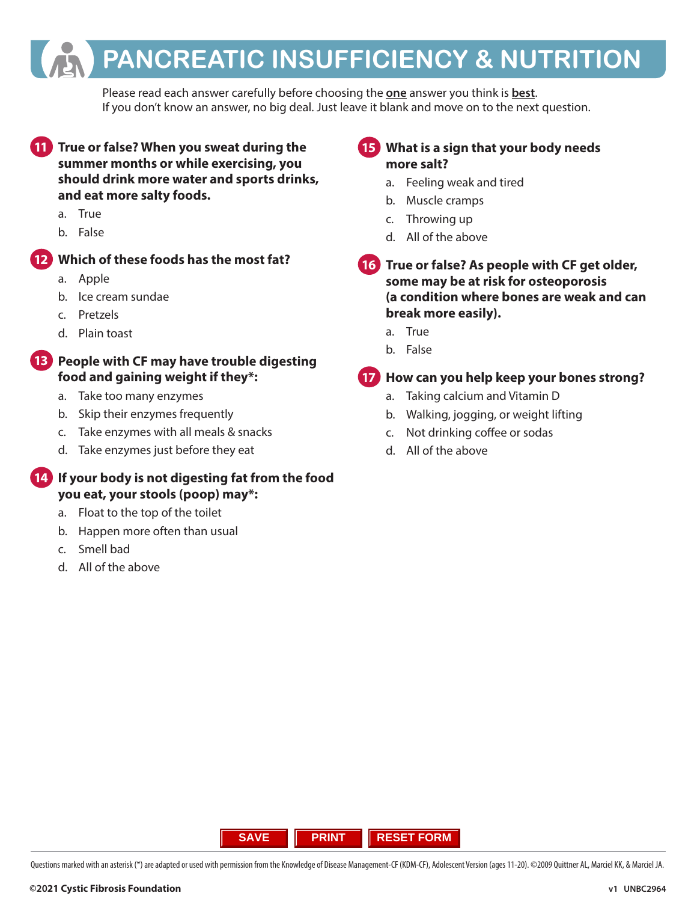# PANCREATIC INSUFFICIENCY & NUTRITION

Please read each answer carefully before choosing the **one** answer you think is **best**.
If you don't know an answer, no big deal. Just leave it blank and move on to the next question.

**11 True or false? When you sweat during the summer months or while exercising, you should drink more water and sports drinks, and eat more salty foods.**

a. True
b. False

**12 Which of these foods has the most fat?**

a. Apple
b. Ice cream sundae
c. Pretzels
d. Plain toast

**13 People with CF may have trouble digesting food and gaining weight if they*:**

a. Take too many enzymes
b. Skip their enzymes frequently
c. Take enzymes with all meals & snacks
d. Take enzymes just before they eat

**14 If your body is not digesting fat from the food you eat, your stools (poop) may*:**

a. Float to the top of the toilet
b. Happen more often than usual
c. Smell bad
d. All of the above

**15 What is a sign that your body needs more salt?**

a. Feeling weak and tired
b. Muscle cramps
c. Throwing up
d. All of the above

**16 True or false? As people with CF get older, some may be at risk for osteoporosis (a condition where bones are weak and can break more easily).**

a. True
b. False

**17 How can you help keep your bones strong?**

a. Taking calcium and Vitamin D
b. Walking, jogging, or weight lifting
c. Not drinking coffee or sodas
d. All of the above

SAVE PRINT RESET FORM

Questions marked with an asterisk (*) are adapted or used with permission from the Knowledge of Disease Management-CF (KDM-CF), Adolescent Version (ages 11-20). ©2009 Quittner AL, Marciel KK, & Marciel JA.

**©2021 Cystic Fibrosis Foundation** v1 UNBC2964